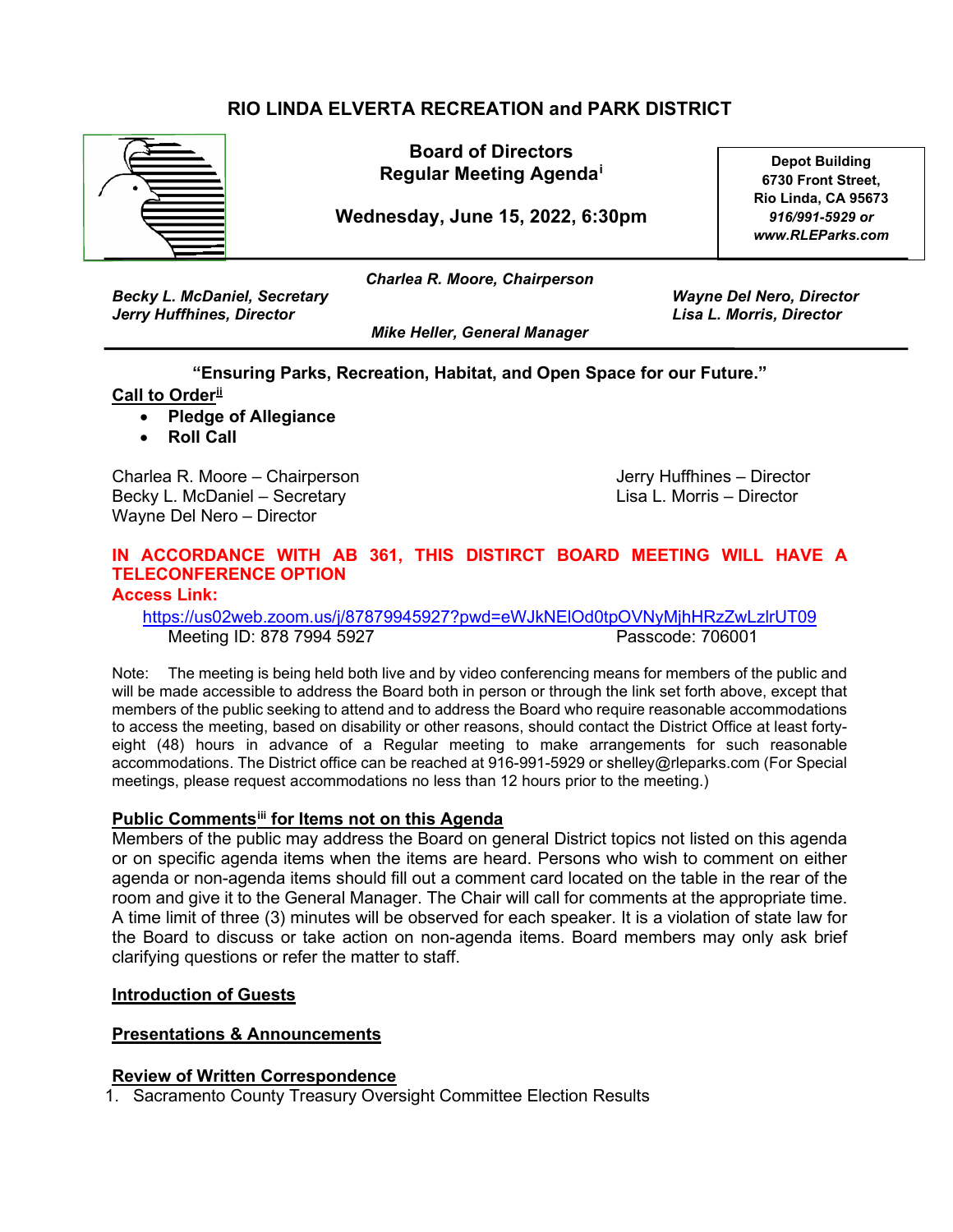# RIO LINDA ELVERTA RECREATION and PARK DISTRICT

**Board of Directors**
**Regular Meeting Agenda**[i]

**Wednesday, June 15, 2022, 6:30pm**

**Depot Building**
**6730 Front Street,**
**Rio Linda, CA 95673**
***916/991-5929 or***
***www.RLEParks.com***

***Charlea R. Moore, Chairperson***

***Becky L. McDaniel, Secretary***
***Jerry Huffhines, Director***
***Wayne Del Nero, Director***
***Lisa L. Morris, Director***

***Mike Heller, General Manager***

**"Ensuring Parks, Recreation, Habitat, and Open Space for our Future."**

## Call to Order[ii]

- **Pledge of Allegiance**
- **Roll Call**

Charlea R. Moore – Chairperson
Becky L. McDaniel – Secretary
Wayne Del Nero – Director
Jerry Huffhines – Director
Lisa L. Morris – Director

**IN ACCORDANCE WITH AB 361, THIS DISTIRCT BOARD MEETING WILL HAVE A TELECONFERENCE OPTION**
**Access Link:**

https://us02web.zoom.us/j/87879945927?pwd=eWJkNElOd0tpOVNyMjhHRzZwLzlrUT09
Meeting ID: 878 7994 5927 Passcode: 706001

Note: The meeting is being held both live and by video conferencing means for members of the public and will be made accessible to address the Board both in person or through the link set forth above, except that members of the public seeking to attend and to address the Board who require reasonable accommodations to access the meeting, based on disability or other reasons, should contact the District Office at least forty-eight (48) hours in advance of a Regular meeting to make arrangements for such reasonable accommodations. The District office can be reached at 916-991-5929 or shelley@rleparks.com (For Special meetings, please request accommodations no less than 12 hours prior to the meeting.)

## Public Comments[iii] for Items not on this Agenda

Members of the public may address the Board on general District topics not listed on this agenda or on specific agenda items when the items are heard. Persons who wish to comment on either agenda or non-agenda items should fill out a comment card located on the table in the rear of the room and give it to the General Manager. The Chair will call for comments at the appropriate time. A time limit of three (3) minutes will be observed for each speaker. It is a violation of state law for the Board to discuss or take action on non-agenda items. Board members may only ask brief clarifying questions or refer the matter to staff.

## Introduction of Guests

## Presentations & Announcements

## Review of Written Correspondence

1. Sacramento County Treasury Oversight Committee Election Results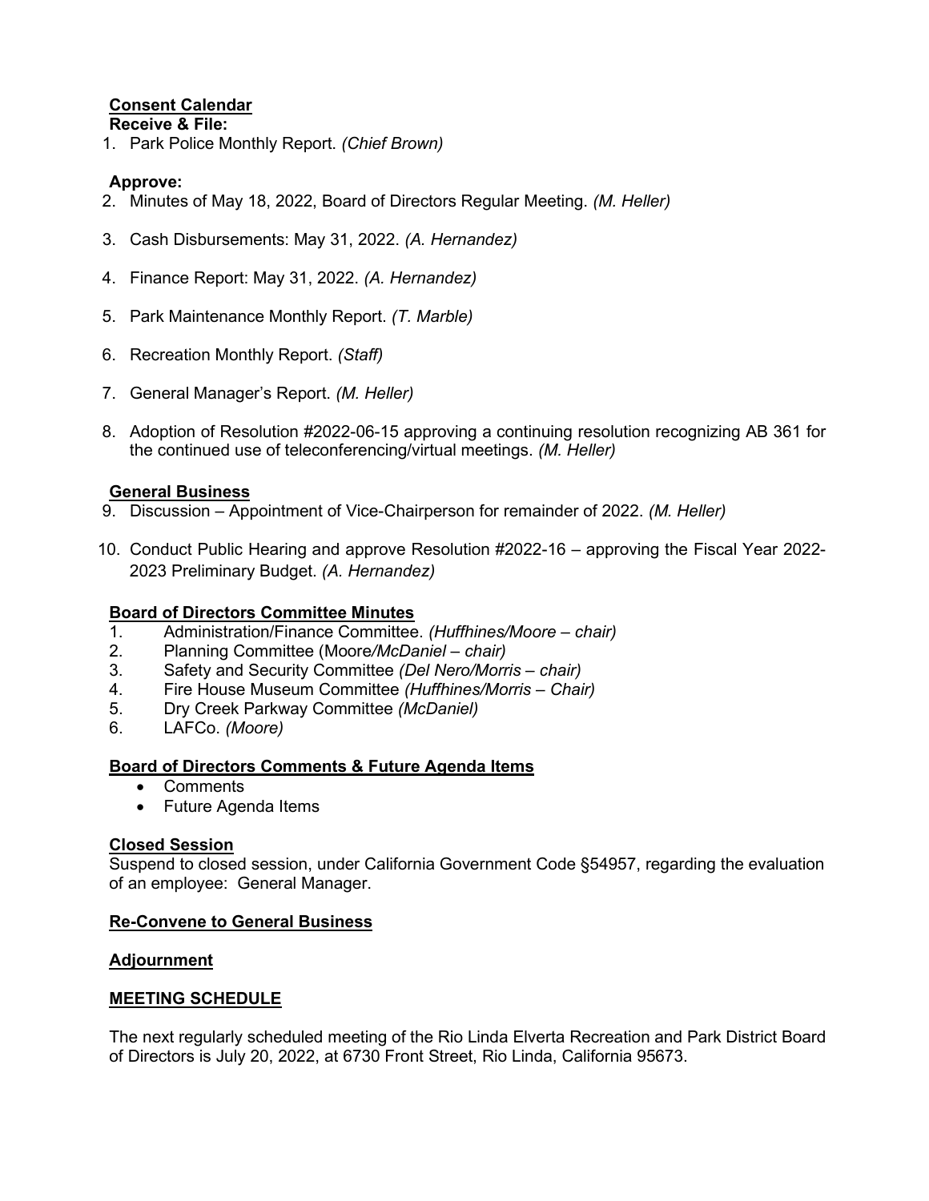**Consent Calendar**

**Receive & File:**

1. Park Police Monthly Report. *(Chief Brown)*

**Approve:**

2. Minutes of May 18, 2022, Board of Directors Regular Meeting. *(M. Heller)*
3. Cash Disbursements: May 31, 2022. *(A. Hernandez)*
4. Finance Report: May 31, 2022. *(A. Hernandez)*
5. Park Maintenance Monthly Report. *(T. Marble)*
6. Recreation Monthly Report. *(Staff)*
7. General Manager's Report. *(M. Heller)*
8. Adoption of Resolution #2022-06-15 approving a continuing resolution recognizing AB 361 for the continued use of teleconferencing/virtual meetings. *(M. Heller)*

**General Business**

9. Discussion – Appointment of Vice-Chairperson for remainder of 2022. *(M. Heller)*
10. Conduct Public Hearing and approve Resolution #2022-16 – approving the Fiscal Year 2022-2023 Preliminary Budget. *(A. Hernandez)*

**Board of Directors Committee Minutes**

1. Administration/Finance Committee. *(Huffhines/Moore – chair)*
2. Planning Committee (Moore*/McDaniel – chair)*
3. Safety and Security Committee *(Del Nero/Morris – chair)*
4. Fire House Museum Committee *(Huffhines/Morris – Chair)*
5. Dry Creek Parkway Committee *(McDaniel)*
6. LAFCo. *(Moore)*

**Board of Directors Comments & Future Agenda Items**

- Comments
- Future Agenda Items

**Closed Session**

Suspend to closed session, under California Government Code §54957, regarding the evaluation of an employee: General Manager.

**Re-Convene to General Business**

**Adjournment**

**MEETING SCHEDULE**

The next regularly scheduled meeting of the Rio Linda Elverta Recreation and Park District Board of Directors is July 20, 2022, at 6730 Front Street, Rio Linda, California 95673.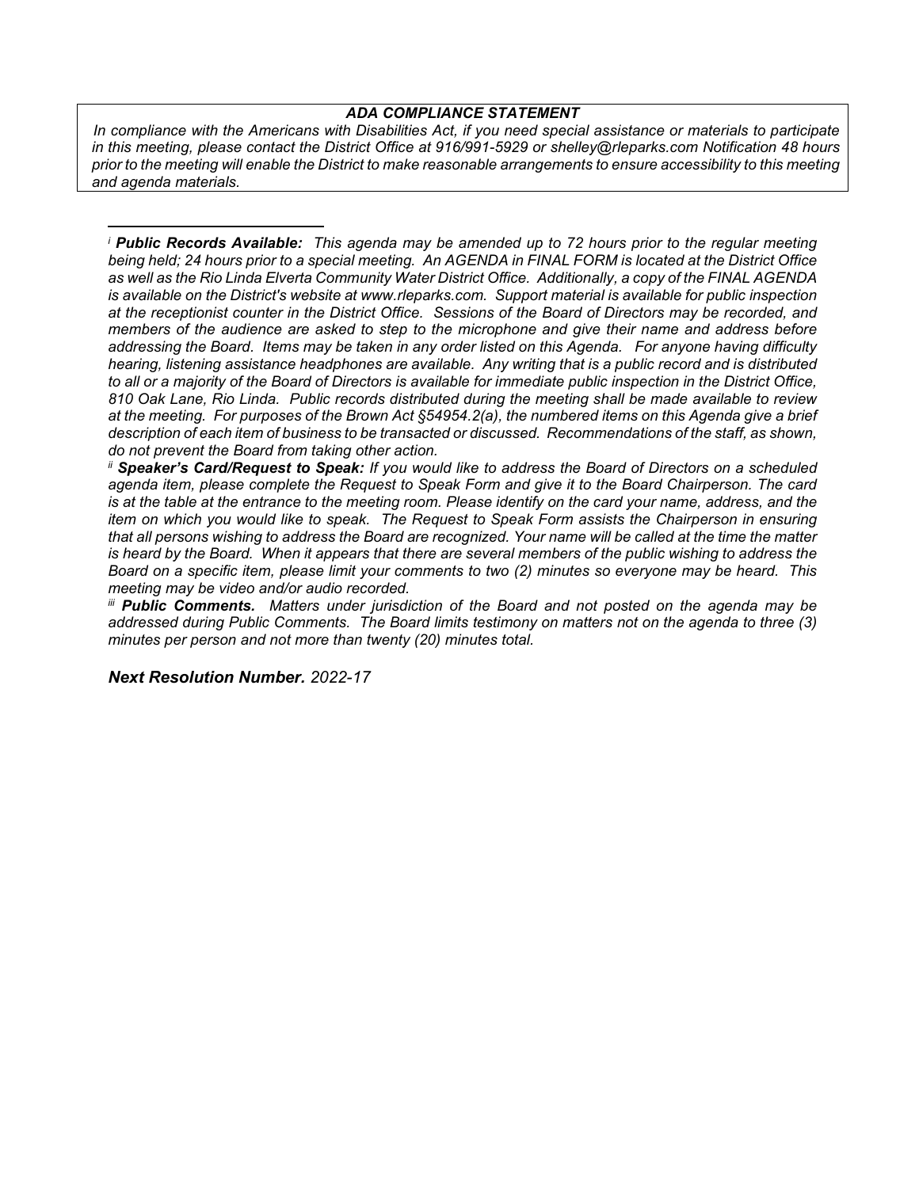***ADA COMPLIANCE STATEMENT***

*In compliance with the Americans with Disabilities Act, if you need special assistance or materials to participate in this meeting, please contact the District Office at 916/991-5929 or shelley@rleparks.com Notification 48 hours prior to the meeting will enable the District to make reasonable arrangements to ensure accessibility to this meeting and agenda materials.*

---

[i] ***Public Records Available:*** *This agenda may be amended up to 72 hours prior to the regular meeting being held; 24 hours prior to a special meeting. An AGENDA in FINAL FORM is located at the District Office as well as the Rio Linda Elverta Community Water District Office. Additionally, a copy of the FINAL AGENDA is available on the District's website at www.rleparks.com. Support material is available for public inspection at the receptionist counter in the District Office. Sessions of the Board of Directors may be recorded, and members of the audience are asked to step to the microphone and give their name and address before addressing the Board. Items may be taken in any order listed on this Agenda. For anyone having difficulty hearing, listening assistance headphones are available. Any writing that is a public record and is distributed to all or a majority of the Board of Directors is available for immediate public inspection in the District Office, 810 Oak Lane, Rio Linda. Public records distributed during the meeting shall be made available to review at the meeting. For purposes of the Brown Act §54954.2(a), the numbered items on this Agenda give a brief description of each item of business to be transacted or discussed. Recommendations of the staff, as shown, do not prevent the Board from taking other action.*

[ii] ***Speaker's Card/Request to Speak:*** *If you would like to address the Board of Directors on a scheduled agenda item, please complete the Request to Speak Form and give it to the Board Chairperson. The card is at the table at the entrance to the meeting room. Please identify on the card your name, address, and the item on which you would like to speak. The Request to Speak Form assists the Chairperson in ensuring that all persons wishing to address the Board are recognized. Your name will be called at the time the matter is heard by the Board. When it appears that there are several members of the public wishing to address the Board on a specific item, please limit your comments to two (2) minutes so everyone may be heard. This meeting may be video and/or audio recorded.*

[iii] ***Public Comments.*** *Matters under jurisdiction of the Board and not posted on the agenda may be addressed during Public Comments. The Board limits testimony on matters not on the agenda to three (3) minutes per person and not more than twenty (20) minutes total.*

***Next Resolution Number.*** *2022-17*